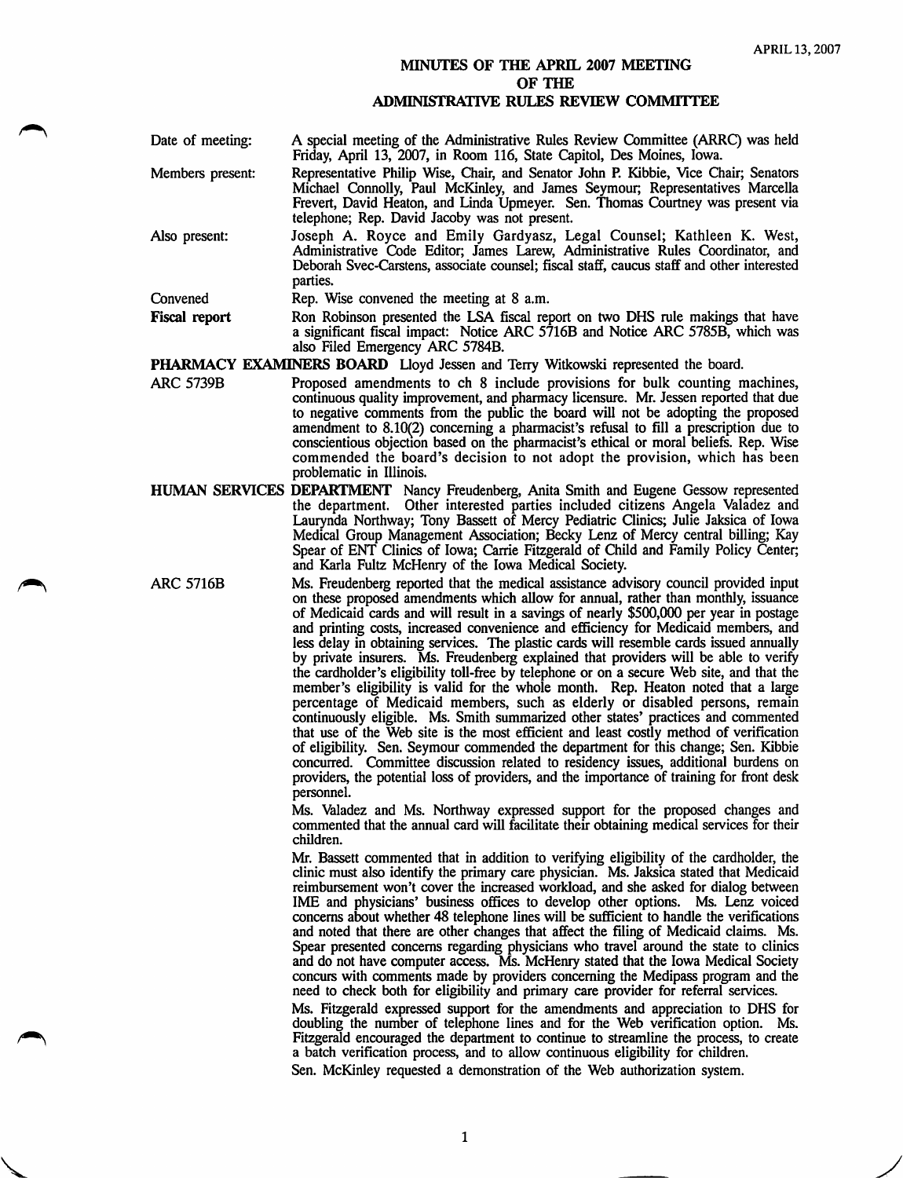APRIL 13, 2007

# MINUTES OF THE APRIL 2007 MEETING OF THE ADMINISTRATIVE RULES REVIEW COMMITTEE

**Date of meeting:** A special meeting of the Administrative Rules Review Committee (ARRC) was held Friday, April 13, 2007, in Room 116, State Capitol, Des Moines, Iowa.

**Members present:** Representative Philip Wise, Chair, and Senator John P. Kibbie, Vice Chair; Senators Michael Connolly, Paul McKinley, and James Seymour; Representatives Marcella Frevert, David Heaton, and Linda Upmeyer. Sen. Thomas Courtney was present via telephone; Rep. David Jacoby was not present.

**Also present:** Joseph A. Royce and Emily Gardyasz, Legal Counsel; Kathleen K. West, Administrative Code Editor; James Larew, Administrative Rules Coordinator, and Deborah Svec-Carstens, associate counsel; fiscal staff, caucus staff and other interested parties.

**Convened** Rep. Wise convened the meeting at 8 a.m.

**Fiscal report** Ron Robinson presented the LSA fiscal report on two DHS rule makings that have a significant fiscal impact: Notice ARC 5716B and Notice ARC 5785B, which was also Filed Emergency ARC 5784B.

**PHARMACY EXAMINERS BOARD** Lloyd Jessen and Terry Witkowski represented the board.

**ARC 5739B** Proposed amendments to ch 8 include provisions for bulk counting machines, continuous quality improvement, and pharmacy licensure. Mr. Jessen reported that due to negative comments from the public the board will not be adopting the proposed amendment to 8.10(2) concerning a pharmacist's refusal to fill a prescription due to conscientious objection based on the pharmacist's ethical or moral beliefs. Rep. Wise commended the board's decision to not adopt the provision, which has been problematic in Illinois.

**HUMAN SERVICES DEPARTMENT** Nancy Freudenberg, Anita Smith and Eugene Gessow represented the department. Other interested parties included citizens Angela Valadez and Laurynda Northway; Tony Bassett of Mercy Pediatric Clinics; Julie Jaksica of Iowa Medical Group Management Association; Becky Lenz of Mercy central billing; Kay Spear of ENT Clinics of Iowa; Carrie Fitzgerald of Child and Family Policy Center; and Karla Fultz McHenry of the Iowa Medical Society.

**ARC 5716B** Ms. Freudenberg reported that the medical assistance advisory council provided input on these proposed amendments which allow for annual, rather than monthly, issuance of Medicaid cards and will result in a savings of nearly $500,000 per year in postage and printing costs, increased convenience and efficiency for Medicaid members, and less delay in obtaining services. The plastic cards will resemble cards issued annually by private insurers. Ms. Freudenberg explained that providers will be able to verify the cardholder's eligibility toll-free by telephone or on a secure Web site, and that the member's eligibility is valid for the whole month. Rep. Heaton noted that a large percentage of Medicaid members, such as elderly or disabled persons, remain continuously eligible. Ms. Smith summarized other states' practices and commented that use of the Web site is the most efficient and least costly method of verification of eligibility. Sen. Seymour commended the department for this change; Sen. Kibbie concurred. Committee discussion related to residency issues, additional burdens on providers, the potential loss of providers, and the importance of training for front desk personnel.

Ms. Valadez and Ms. Northway expressed support for the proposed changes and commented that the annual card will facilitate their obtaining medical services for their children.

Mr. Bassett commented that in addition to verifying eligibility of the cardholder, the clinic must also identify the primary care physician. Ms. Jaksica stated that Medicaid reimbursement won't cover the increased workload, and she asked for dialog between IME and physicians' business offices to develop other options. Ms. Lenz voiced concerns about whether 48 telephone lines will be sufficient to handle the verifications and noted that there are other changes that affect the filing of Medicaid claims. Ms. Spear presented concerns regarding physicians who travel around the state to clinics and do not have computer access. Ms. McHenry stated that the Iowa Medical Society concurs with comments made by providers concerning the Medipass program and the need to check both for eligibility and primary care provider for referral services.

Ms. Fitzgerald expressed support for the amendments and appreciation to DHS for doubling the number of telephone lines and for the Web verification option. Ms. Fitzgerald encouraged the department to continue to streamline the process, to create a batch verification process, and to allow continuous eligibility for children.

Sen. McKinley requested a demonstration of the Web authorization system.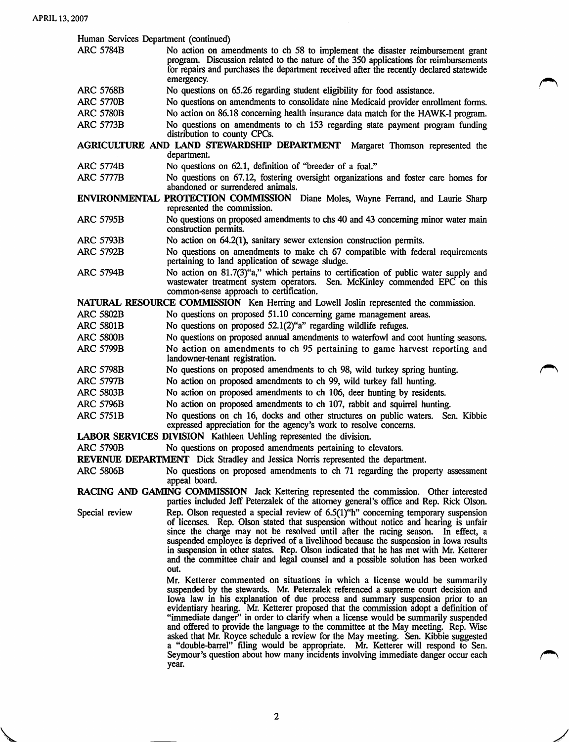Human Services Department (continued)

| | |
|---|---|
| ARC 5784B | No action on amendments to ch 58 to implement the disaster reimbursement grant program. Discussion related to the nature of the 350 applications for reimbursements for repairs and purchases the department received after the recently declared statewide emergency. |
| ARC 5768B | No questions on 65.26 regarding student eligibility for food assistance. |
| ARC 5770B | No questions on amendments to consolidate nine Medicaid provider enrollment forms. |
| ARC 5780B | No action on 86.18 concerning health insurance data match for the HAWK-I program. |
| ARC 5773B | No questions on amendments to ch 153 regarding state payment program funding distribution to county CPCs. |

**AGRICULTURE AND LAND STEWARDSHIP DEPARTMENT** Margaret Thomson represented the department.

| | |
|---|---|
| ARC 5774B | No questions on 62.1, definition of "breeder of a foal." |
| ARC 5777B | No questions on 67.12, fostering oversight organizations and foster care homes for abandoned or surrendered animals. |

**ENVIRONMENTAL PROTECTION COMMISSION** Diane Moles, Wayne Ferrand, and Laurie Sharp represented the commission.

| | |
|---|---|
| ARC 5795B | No questions on proposed amendments to chs 40 and 43 concerning minor water main construction permits. |
| ARC 5793B | No action on 64.2(1), sanitary sewer extension construction permits. |
| ARC 5792B | No questions on amendments to make ch 67 compatible with federal requirements pertaining to land application of sewage sludge. |
| ARC 5794B | No action on 81.7(3)"a," which pertains to certification of public water supply and wastewater treatment system operators. Sen. McKinley commended EPC on this common-sense approach to certification. |

**NATURAL RESOURCE COMMISSION** Ken Herring and Lowell Joslin represented the commission.

| | |
|---|---|
| ARC 5802B | No questions on proposed 51.10 concerning game management areas. |
| ARC 5801B | No questions on proposed 52.1(2)"a" regarding wildlife refuges. |
| ARC 5800B | No questions on proposed annual amendments to waterfowl and coot hunting seasons. |
| ARC 5799B | No action on amendments to ch 95 pertaining to game harvest reporting and landowner-tenant registration. |
| ARC 5798B | No questions on proposed amendments to ch 98, wild turkey spring hunting. |
| ARC 5797B | No action on proposed amendments to ch 99, wild turkey fall hunting. |
| ARC 5803B | No action on proposed amendments to ch 106, deer hunting by residents. |
| ARC 5796B | No action on proposed amendments to ch 107, rabbit and squirrel hunting. |
| ARC 5751B | No questions on ch 16, docks and other structures on public waters. Sen. Kibbie expressed appreciation for the agency's work to resolve concerns. |

**LABOR SERVICES DIVISION** Kathleen Uehling represented the division.

| | |
|---|---|
| ARC 5790B | No questions on proposed amendments pertaining to elevators. |

**REVENUE DEPARTMENT** Dick Stradley and Jessica Norris represented the department.

| | |
|---|---|
| ARC 5806B | No questions on proposed amendments to ch 71 regarding the property assessment appeal board. |

**RACING AND GAMING COMMISSION** Jack Kettering represented the commission. Other interested parties included Jeff Peterzalek of the attorney general's office and Rep. Rick Olson.

Special review — Rep. Olson requested a special review of 6.5(1)"h" concerning temporary suspension of licenses. Rep. Olson stated that suspension without notice and hearing is unfair since the charge may not be resolved until after the racing season. In effect, a suspended employee is deprived of a livelihood because the suspension in Iowa results in suspension in other states. Rep. Olson indicated that he has met with Mr. Ketterer and the committee chair and legal counsel and a possible solution has been worked out.

Mr. Ketterer commented on situations in which a license would be summarily suspended by the stewards. Mr. Peterzalek referenced a supreme court decision and Iowa law in his explanation of due process and summary suspension prior to an evidentiary hearing. Mr. Ketterer proposed that the commission adopt a definition of "immediate danger" in order to clarify when a license would be summarily suspended and offered to provide the language to the committee at the May meeting. Rep. Wise asked that Mr. Royce schedule a review for the May meeting. Sen. Kibbie suggested a "double-barrel" filing would be appropriate. Mr. Ketterer will respond to Sen. Seymour's question about how many incidents involving immediate danger occur each year.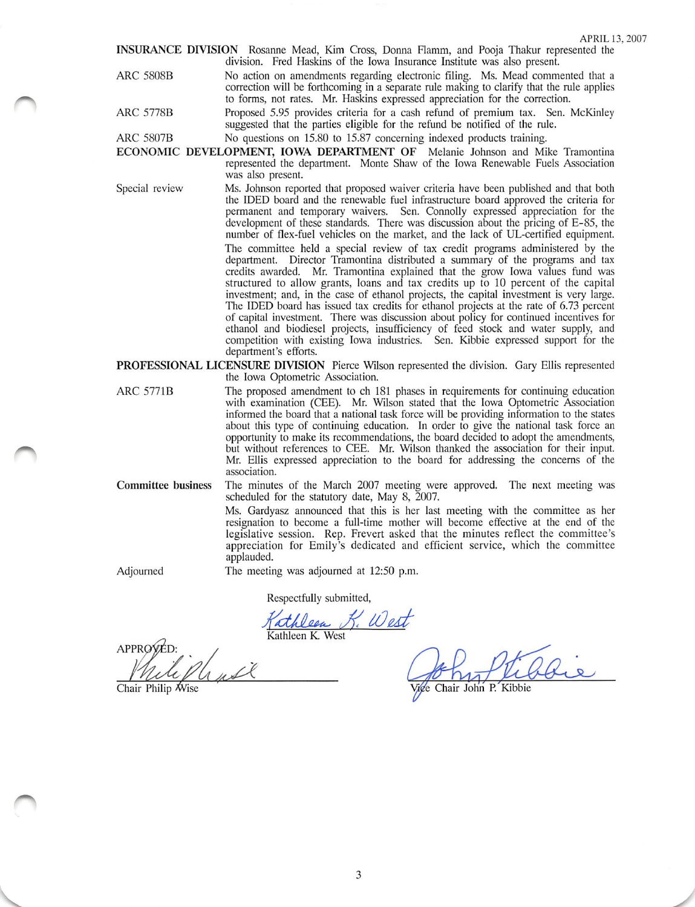**INSURANCE DIVISION** Rosanne Mead, Kim Cross, Donna Flamm, and Pooja Thakur represented the division. Fred Haskins of the Iowa Insurance Institute was also present.

ARC 5808B — No action on amendments regarding electronic filing. Ms. Mead commented that a correction will be forthcoming in a separate rule making to clarify that the rule applies to forms, not rates. Mr. Haskins expressed appreciation for the correction.

ARC 5778B — Proposed 5.95 provides criteria for a cash refund of premium tax. Sen. McKinley suggested that the parties eligible for the refund be notified of the rule.

ARC 5807B — No questions on 15.80 to 15.87 concerning indexed products training.

**ECONOMIC DEVELOPMENT, IOWA DEPARTMENT OF** Melanie Johnson and Mike Tramontina represented the department. Monte Shaw of the Iowa Renewable Fuels Association was also present.

Special review — Ms. Johnson reported that proposed waiver criteria have been published and that both the IDED board and the renewable fuel infrastructure board approved the criteria for permanent and temporary waivers. Sen. Connolly expressed appreciation for the development of these standards. There was discussion about the pricing of E-85, the number of flex-fuel vehicles on the market, and the lack of UL-certified equipment.

The committee held a special review of tax credit programs administered by the department. Director Tramontina distributed a summary of the programs and tax credits awarded. Mr. Tramontina explained that the grow Iowa values fund was structured to allow grants, loans and tax credits up to 10 percent of the capital investment; and, in the case of ethanol projects, the capital investment is very large. The IDED board has issued tax credits for ethanol projects at the rate of 6.73 percent of capital investment. There was discussion about policy for continued incentives for ethanol and biodiesel projects, insufficiency of feed stock and water supply, and competition with existing Iowa industries. Sen. Kibbie expressed support for the department's efforts.

**PROFESSIONAL LICENSURE DIVISION** Pierce Wilson represented the division. Gary Ellis represented the Iowa Optometric Association.

ARC 5771B — The proposed amendment to ch 181 phases in requirements for continuing education with examination (CEE). Mr. Wilson stated that the Iowa Optometric Association informed the board that a national task force will be providing information to the states about this type of continuing education. In order to give the national task force an opportunity to make its recommendations, the board decided to adopt the amendments, but without references to CEE. Mr. Wilson thanked the association for their input. Mr. Ellis expressed appreciation to the board for addressing the concerns of the association.

**Committee business** — The minutes of the March 2007 meeting were approved. The next meeting was scheduled for the statutory date, May 8, 2007.

Ms. Gardyasz announced that this is her last meeting with the committee as her resignation to become a full-time mother will become effective at the end of the legislative session. Rep. Frevert asked that the minutes reflect the committee's appreciation for Emily's dedicated and efficient service, which the committee applauded.

Adjourned — The meeting was adjourned at 12:50 p.m.

Respectfully submitted,

*Kathleen K. West*
Kathleen K. West

APPROVED:

*Philip Wise*
Chair Philip Wise

*John P. Kibbie*
Vice Chair John P. Kibbie